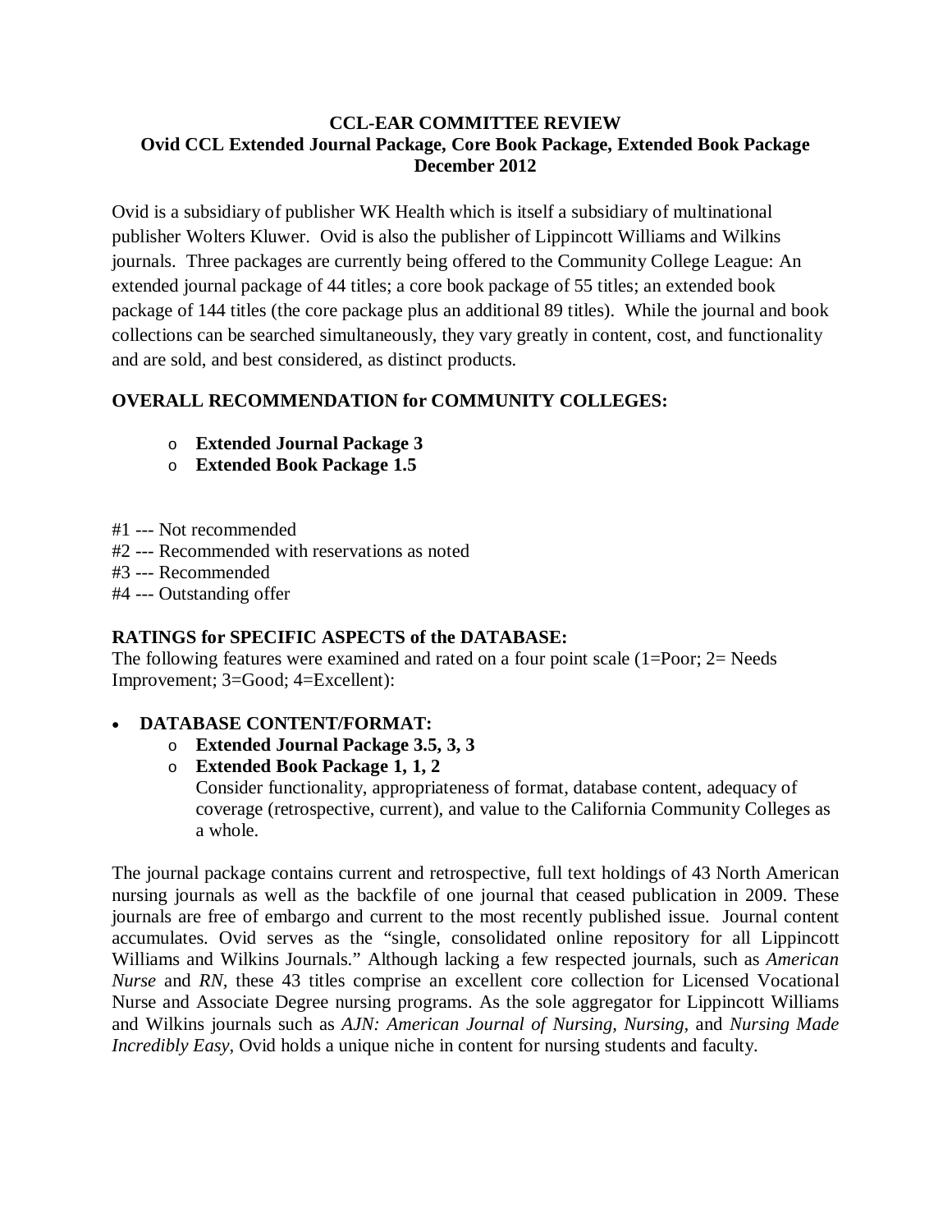# CCL-EAR COMMITTEE REVIEW
## Ovid CCL Extended Journal Package, Core Book Package, Extended Book Package
## December 2012

Ovid is a subsidiary of publisher WK Health which is itself a subsidiary of multinational publisher Wolters Kluwer. Ovid is also the publisher of Lippincott Williams and Wilkins journals. Three packages are currently being offered to the Community College League: An extended journal package of 44 titles; a core book package of 55 titles; an extended book package of 144 titles (the core package plus an additional 89 titles). While the journal and book collections can be searched simultaneously, they vary greatly in content, cost, and functionality and are sold, and best considered, as distinct products.

**OVERALL RECOMMENDATION for COMMUNITY COLLEGES:**

- **Extended Journal Package 3**
- **Extended Book Package 1.5**

#1 --- Not recommended
#2 --- Recommended with reservations as noted
#3 --- Recommended
#4 --- Outstanding offer

**RATINGS for SPECIFIC ASPECTS of the DATABASE:**
The following features were examined and rated on a four point scale (1=Poor; 2= Needs Improvement; 3=Good; 4=Excellent):

- **DATABASE CONTENT/FORMAT:**
  - **Extended Journal Package 3.5, 3, 3**
  - **Extended Book Package 1, 1, 2**

    Consider functionality, appropriateness of format, database content, adequacy of coverage (retrospective, current), and value to the California Community Colleges as a whole.

The journal package contains current and retrospective, full text holdings of 43 North American nursing journals as well as the backfile of one journal that ceased publication in 2009. These journals are free of embargo and current to the most recently published issue. Journal content accumulates. Ovid serves as the "single, consolidated online repository for all Lippincott Williams and Wilkins Journals." Although lacking a few respected journals, such as *American Nurse* and *RN*, these 43 titles comprise an excellent core collection for Licensed Vocational Nurse and Associate Degree nursing programs. As the sole aggregator for Lippincott Williams and Wilkins journals such as *AJN: American Journal of Nursing*, *Nursing*, and *Nursing Made Incredibly Easy*, Ovid holds a unique niche in content for nursing students and faculty.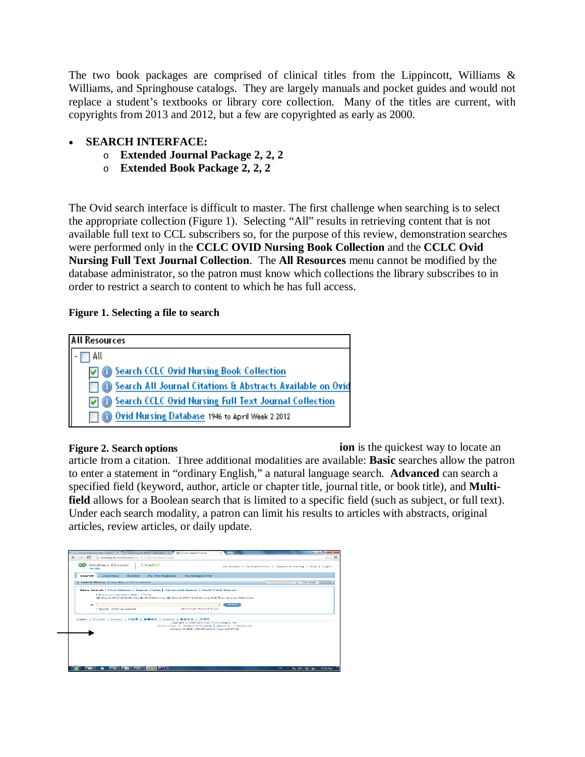The two book packages are comprised of clinical titles from the Lippincott, Williams & Williams, and Springhouse catalogs. They are largely manuals and pocket guides and would not replace a student's textbooks or library core collection. Many of the titles are current, with copyrights from 2013 and 2012, but a few are copyrighted as early as 2000.

- **SEARCH INTERFACE:**
  - **Extended Journal Package 2, 2, 2**
  - **Extended Book Package 2, 2, 2**

The Ovid search interface is difficult to master. The first challenge when searching is to select the appropriate collection (Figure 1). Selecting "All" results in retrieving content that is not available full text to CCL subscribers so, for the purpose of this review, demonstration searches were performed only in the **CCLC OVID Nursing Book Collection** and the **CCLC Ovid Nursing Full Text Journal Collection**. The **All Resources** menu cannot be modified by the database administrator, so the patron must know which collections the library subscribes to in order to restrict a search to content to which he has full access.

**Figure 1. Selecting a file to search**

All Resources

- [ ] All
  - [x] Search CCLC Ovid Nursing Book Collection
  - [ ] Search All Journal Citations & Abstracts Available on Ovid
  - [x] Search CCLC Ovid Nursing Full Text Journal Collection
  - [ ] Ovid Nursing Database 1946 to April Week 2 2012

**Figure 2. Search options**

**ion** is the quickest way to locate an article from a citation. Three additional modalities are available: **Basic** searches allow the patron to enter a statement in "ordinary English," a natural language search. **Advanced** can search a specified field (keyword, author, article or chapter title, journal title, or book title), and **Multi-field** allows for a Boolean search that is limited to a specific field (such as subject, or full text). Under each search modality, a patron can limit his results to articles with abstracts, original articles, review articles, or daily update.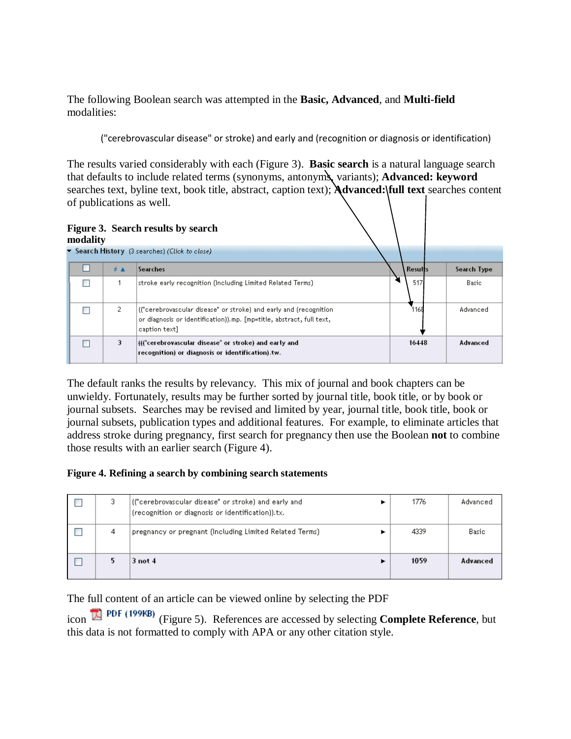The following Boolean search was attempted in the **Basic, Advanced**, and **Multi-field** modalities:

> ("cerebrovascular disease" or stroke) and early and (recognition or diagnosis or identification)

The results varied considerably with each (Figure 3). **Basic search** is a natural language search that defaults to include related terms (synonyms, antonyms, variants); **Advanced: keyword** searches text, byline text, book title, abstract, caption text); **Advanced: full text** searches content of publications as well.

**Figure 3. Search results by search modality**

Search History (3 searches) (Click to close)

| | # ▲ | Searches | Results | Search Type |
|---|---|---|---|---|
| ☐ | 1 | stroke early recognition {Including Limited Related Terms} | 517 | Basic |
| ☐ | 2 | (("cerebrovascular disease" or stroke) and early and (recognition or diagnosis or identification)).mp. [mp=title, abstract, full text, caption text] | 1168 | Advanced |
| ☐ | 3 | ((("cerebrovascular disease" or stroke) and early and recognition) or diagnosis or identification).tw. | 16448 | Advanced |

The default ranks the results by relevancy. This mix of journal and book chapters can be unwieldy. Fortunately, results may be further sorted by journal title, book title, or by book or journal subsets. Searches may be revised and limited by year, journal title, book title, book or journal subsets, publication types and additional features. For example, to eliminate articles that address stroke during pregnancy, first search for pregnancy then use the Boolean **not** to combine those results with an earlier search (Figure 4).

**Figure 4. Refining a search by combining search statements**

| | # | Searches | Results | Search Type |
|---|---|---|---|---|
| ☐ | 3 | (("cerebrovascular disease" or stroke) and early and (recognition or diagnosis or identification)).tx. | 1776 | Advanced |
| ☐ | 4 | pregnancy or pregnant {Including Limited Related Terms} | 4339 | Basic |
| ☐ | 5 | 3 not 4 | 1059 | Advanced |

The full content of an article can be viewed online by selecting the PDF icon PDF (199KB) (Figure 5). References are accessed by selecting **Complete Reference**, but this data is not formatted to comply with APA or any other citation style.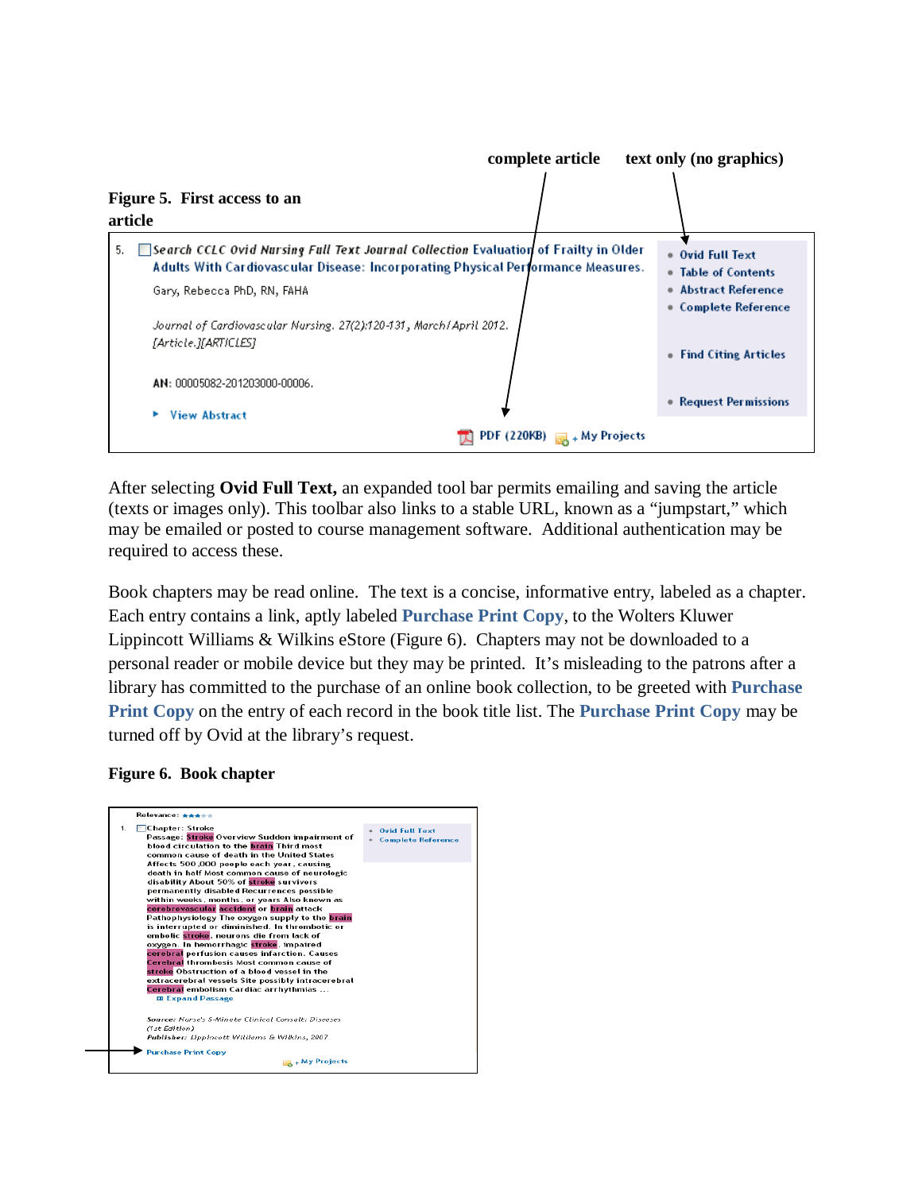**Figure 5. First access to an article**

complete article text only (no graphics)

5. Search CCLC Ovid Nursing Full Text Journal Collection Evaluation of Frailty in Older Adults With Cardiovascular Disease: Incorporating Physical Performance Measures.

Gary, Rebecca PhD, RN, FAHA

*Journal of Cardiovascular Nursing. 27(2):120-131, March/April 2012.*
[Article.][ARTICLES]

AN: 00005082-201203000-00006.

View Abstract

PDF (220KB) My Projects

- Ovid Full Text
- Table of Contents
- Abstract Reference
- Complete Reference
- Find Citing Articles
- Request Permissions

After selecting **Ovid Full Text,** an expanded tool bar permits emailing and saving the article (texts or images only). This toolbar also links to a stable URL, known as a "jumpstart," which may be emailed or posted to course management software. Additional authentication may be required to access these.

Book chapters may be read online. The text is a concise, informative entry, labeled as a chapter. Each entry contains a link, aptly labeled **Purchase Print Copy**, to the Wolters Kluwer Lippincott Williams & Wilkins eStore (Figure 6). Chapters may not be downloaded to a personal reader or mobile device but they may be printed. It's misleading to the patrons after a library has committed to the purchase of an online book collection, to be greeted with **Purchase Print Copy** on the entry of each record in the book title list. The **Purchase Print Copy** may be turned off by Ovid at the library's request.

**Figure 6. Book chapter**

Relevance:

1. Chapter: Stroke
Passage: Stroke Overview Sudden impairment of blood circulation to the brain Third most common cause of death in the United States Affects 500,000 people each year, causing death in half Most common cause of neurologic disability About 50% of stroke survivors permanently disabled Recurrences possible within weeks, months, or years Also known as cerebrovascular accident or brain attack Pathophysiology The oxygen supply to the brain is interrupted or diminished. In thrombotic or embolic stroke, neurons die from lack of oxygen. In hemorrhagic stroke, impaired cerebral perfusion causes infarction. Causes Cerebral thrombosis Most common cause of stroke Obstruction of a blood vessel in the extracerebral vessels Site possibly intracerebral Cerebral embolism Cardiac arrhythmias ...
Expand Passage

*Source: Nurse's 5-Minute Clinical Consult: Diseases (1st Edition)*
*Publisher: Lippincott Williams & Wilkins, 2007*

Purchase Print Copy

My Projects

- Ovid Full Text
- Complete Reference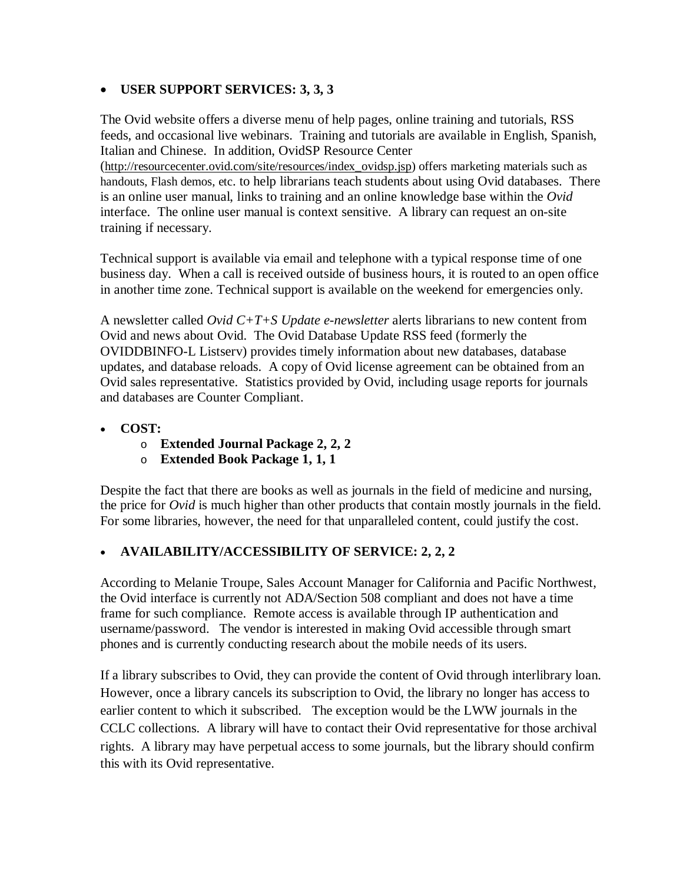- **USER SUPPORT SERVICES: 3, 3, 3**

The Ovid website offers a diverse menu of help pages, online training and tutorials, RSS feeds, and occasional live webinars. Training and tutorials are available in English, Spanish, Italian and Chinese. In addition, OvidSP Resource Center (http://resourcecenter.ovid.com/site/resources/index_ovidsp.jsp) offers marketing materials such as handouts, Flash demos, etc. to help librarians teach students about using Ovid databases. There is an online user manual, links to training and an online knowledge base within the *Ovid* interface. The online user manual is context sensitive. A library can request an on-site training if necessary.

Technical support is available via email and telephone with a typical response time of one business day. When a call is received outside of business hours, it is routed to an open office in another time zone. Technical support is available on the weekend for emergencies only.

A newsletter called *Ovid C+T+S Update e-newsletter* alerts librarians to new content from Ovid and news about Ovid. The Ovid Database Update RSS feed (formerly the OVIDDBINFO-L Listserv) provides timely information about new databases, database updates, and database reloads. A copy of Ovid license agreement can be obtained from an Ovid sales representative. Statistics provided by Ovid, including usage reports for journals and databases are Counter Compliant.

- **COST:**
  - **Extended Journal Package 2, 2, 2**
  - **Extended Book Package 1, 1, 1**

Despite the fact that there are books as well as journals in the field of medicine and nursing, the price for *Ovid* is much higher than other products that contain mostly journals in the field. For some libraries, however, the need for that unparalleled content, could justify the cost.

- **AVAILABILITY/ACCESSIBILITY OF SERVICE: 2, 2, 2**

According to Melanie Troupe, Sales Account Manager for California and Pacific Northwest, the Ovid interface is currently not ADA/Section 508 compliant and does not have a time frame for such compliance. Remote access is available through IP authentication and username/password. The vendor is interested in making Ovid accessible through smart phones and is currently conducting research about the mobile needs of its users.

If a library subscribes to Ovid, they can provide the content of Ovid through interlibrary loan. However, once a library cancels its subscription to Ovid, the library no longer has access to earlier content to which it subscribed. The exception would be the LWW journals in the CCLC collections. A library will have to contact their Ovid representative for those archival rights. A library may have perpetual access to some journals, but the library should confirm this with its Ovid representative.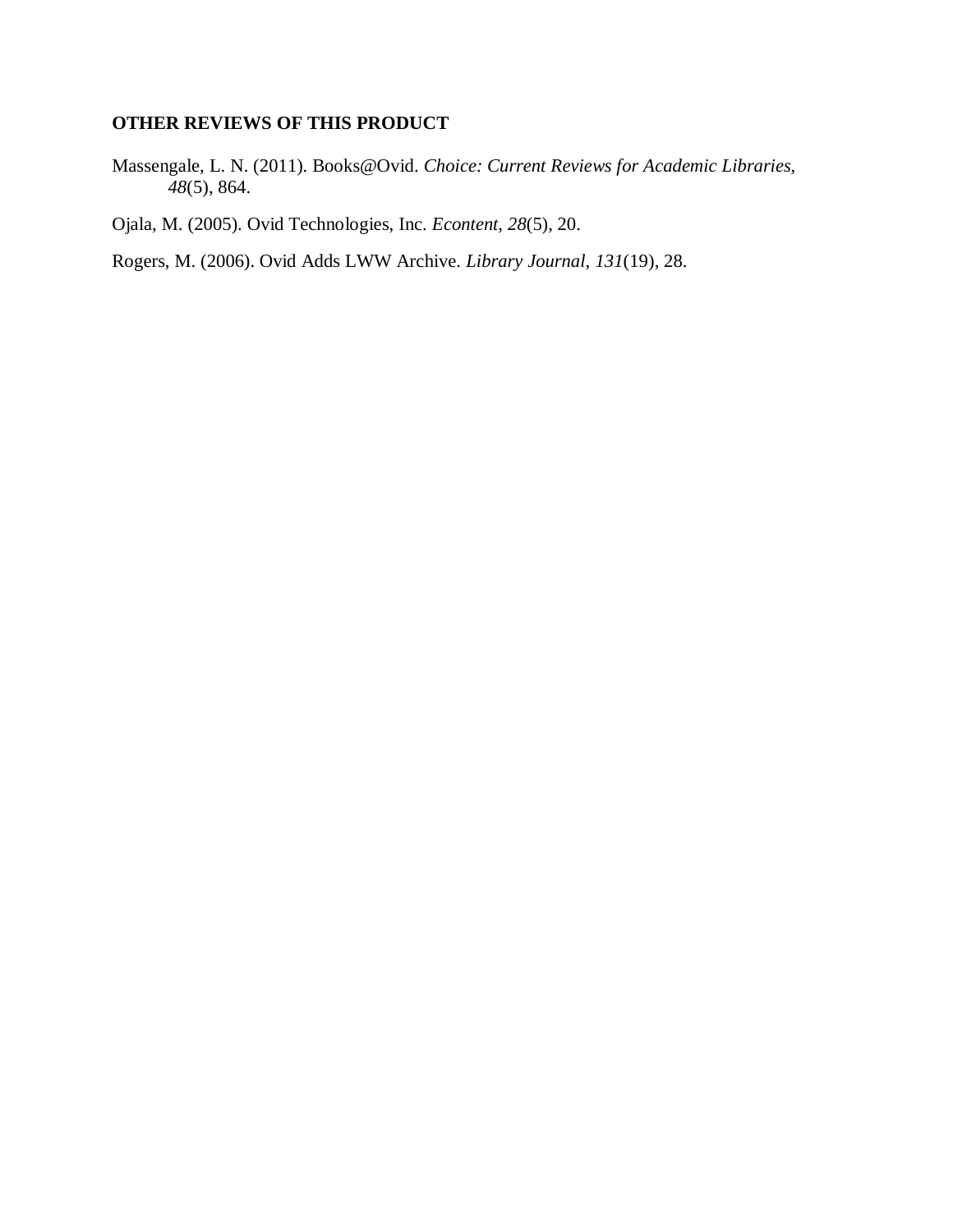**OTHER REVIEWS OF THIS PRODUCT**

Massengale, L. N. (2011). Books@Ovid. *Choice: Current Reviews for Academic Libraries*, *48*(5), 864.

Ojala, M. (2005). Ovid Technologies, Inc. *Econtent*, *28*(5), 20.

Rogers, M. (2006). Ovid Adds LWW Archive. *Library Journal*, *131*(19), 28.